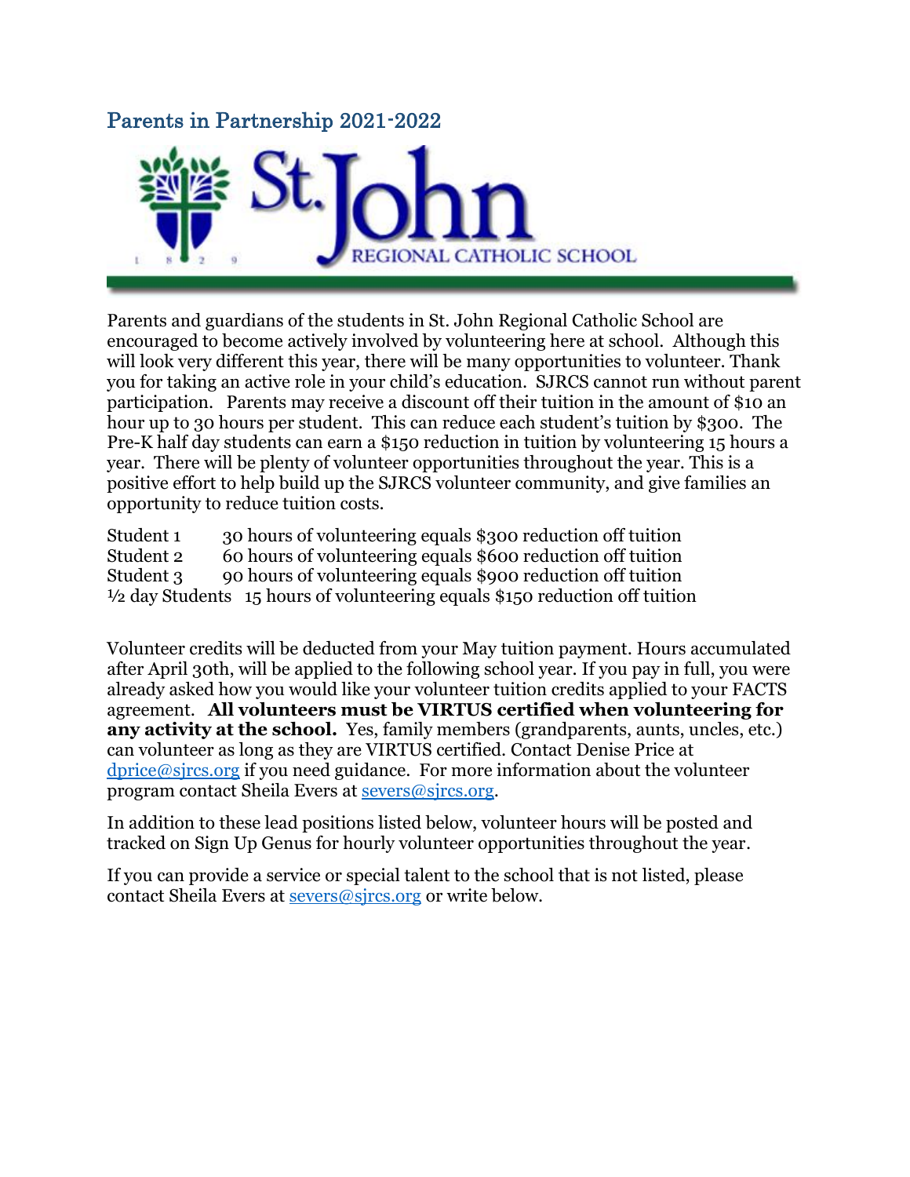## Parents in Partnership 2021-2022

St. John REGIONAL CATHOLIC SCHOOL

Parents and guardians of the students in St. John Regional Catholic School are encouraged to become actively involved by volunteering here at school. Although this will look very different this year, there will be many opportunities to volunteer. Thank you for taking an active role in your child's education. SJRCS cannot run without parent participation. Parents may receive a discount off their tuition in the amount of $10 an hour up to 30 hours per student. This can reduce each student's tuition by $300. The Pre-K half day students can earn a $150 reduction in tuition by volunteering 15 hours a year. There will be plenty of volunteer opportunities throughout the year. This is a positive effort to help build up the SJRCS volunteer community, and give families an opportunity to reduce tuition costs.

| | |
|---|---|
| Student 1 | 30 hours of volunteering equals $300 reduction off tuition |
| Student 2 | 60 hours of volunteering equals $600 reduction off tuition |
| Student 3 | 90 hours of volunteering equals $900 reduction off tuition |
| ½ day Students | 15 hours of volunteering equals $150 reduction off tuition |

Volunteer credits will be deducted from your May tuition payment. Hours accumulated after April 30th, will be applied to the following school year. If you pay in full, you were already asked how you would like your volunteer tuition credits applied to your FACTS agreement. **All volunteers must be VIRTUS certified when volunteering for any activity at the school.** Yes, family members (grandparents, aunts, uncles, etc.) can volunteer as long as they are VIRTUS certified. Contact Denise Price at dprice@sjrcs.org if you need guidance. For more information about the volunteer program contact Sheila Evers at severs@sjrcs.org.

In addition to these lead positions listed below, volunteer hours will be posted and tracked on Sign Up Genus for hourly volunteer opportunities throughout the year.

If you can provide a service or special talent to the school that is not listed, please contact Sheila Evers at severs@sjrcs.org or write below.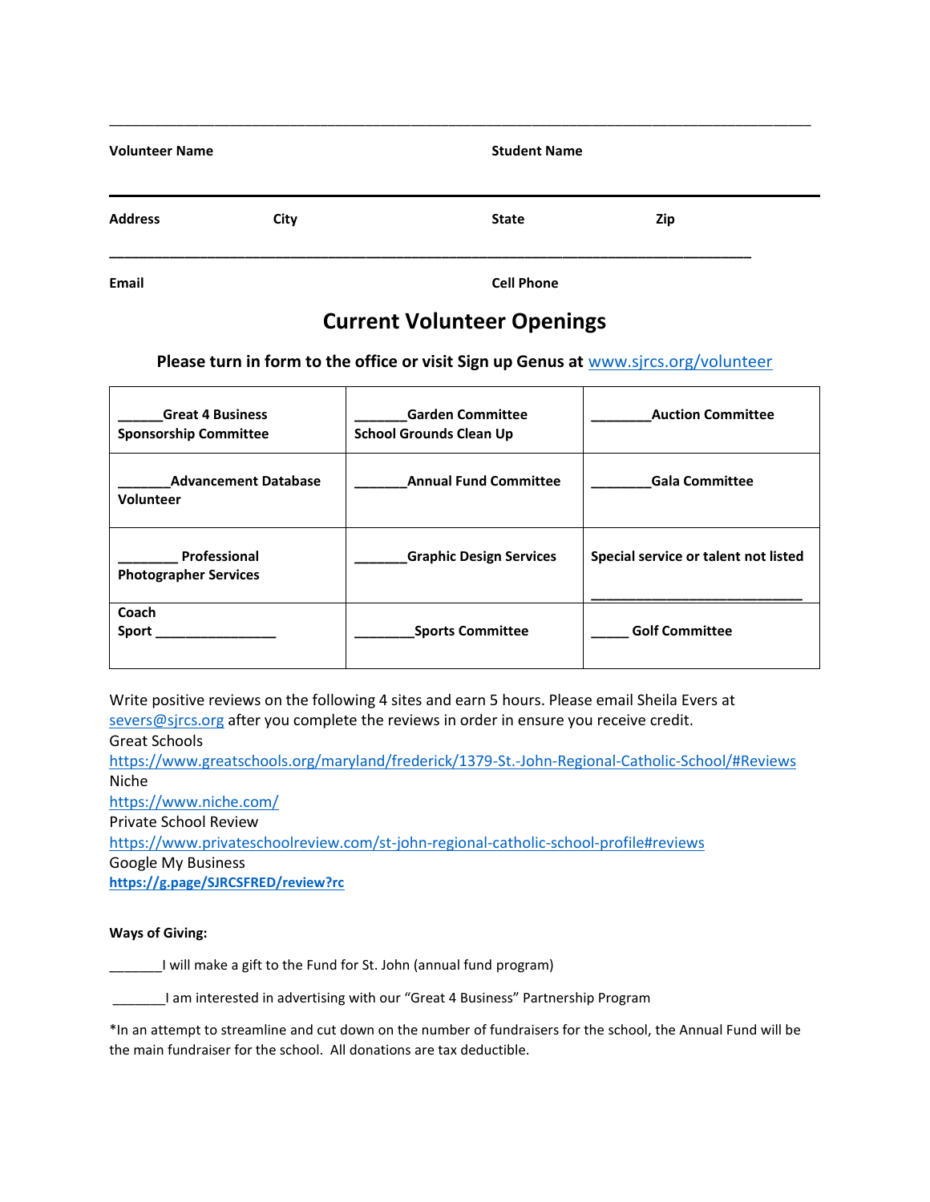______________________________________________________________________________

**Volunteer Name** **Student Name**

______________________________________________________________________________

**Address** **City** **State** **Zip**

______________________________________________________________________________

**Email** **Cell Phone**

## Current Volunteer Openings

**Please turn in form to the office or visit Sign up Genus at www.sjrcs.org/volunteer**

| | | |
|---|---|---|
| **______Great 4 Business Sponsorship Committee** | **_______Garden Committee School Grounds Clean Up** | **________Auction Committee** |
| **_______Advancement Database Volunteer** | **_______Annual Fund Committee** | **________Gala Committee** |
| **________ Professional Photographer Services** | **_______Graphic Design Services** | **Special service or talent not listed ____________________________** |
| **Coach Sport ________________** | **________Sports Committee** | **_____ Golf Committee** |

Write positive reviews on the following 4 sites and earn 5 hours. Please email Sheila Evers at severs@sjrcs.org after you complete the reviews in order in ensure you receive credit.

Great Schools
https://www.greatschools.org/maryland/frederick/1379-St.-John-Regional-Catholic-School/#Reviews
Niche
https://www.niche.com/
Private School Review
https://www.privateschoolreview.com/st-john-regional-catholic-school-profile#reviews
Google My Business
**https://g.page/SJRCSFRED/review?rc**

**Ways of Giving:**

_______I will make a gift to the Fund for St. John (annual fund program)

_______I am interested in advertising with our "Great 4 Business" Partnership Program

*In an attempt to streamline and cut down on the number of fundraisers for the school, the Annual Fund will be the main fundraiser for the school. All donations are tax deductible.